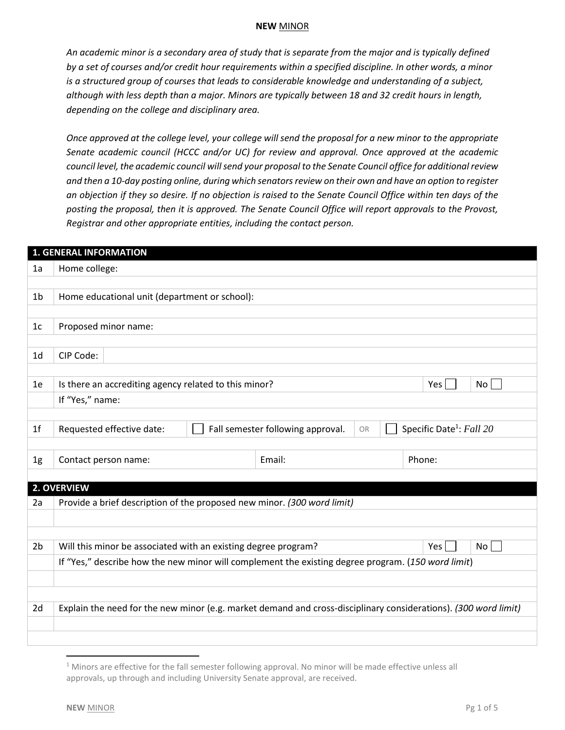# **NEW** MINOR

*An academic minor is a secondary area of study that is separate from the major and is typically defined by a set of courses and/or credit hour requirements within a specified discipline. In other words, a minor is a structured group of courses that leads to considerable knowledge and understanding of a subject, although with less depth than a major. Minors are typically between 18 and 32 credit hours in length, depending on the college and disciplinary area.*

*Once approved at the college level, your college will send the proposal for a new minor to the appropriate Senate academic council (HCCC and/or UC) for review and approval. Once approved at the academic council level, the academic council will send your proposal to the Senate Council office for additional review and then a 10-day posting online, during which senators review on their own and have an option to register an objection if they so desire. If no objection is raised to the Senate Council Office within ten days of the posting the proposal, then it is approved. The Senate Council Office will report approvals to the Provost, Registrar and other appropriate entities, including the contact person.*

| **1. GENERAL INFORMATION** | | | | | |
|---|---|---|---|---|---|
| 1a | Home college: | | | | |
| | | | | | |
| 1b | Home educational unit (department or school): | | | | |
| | | | | | |
| 1c | Proposed minor name: | | | | |
| | | | | | |
| 1d | CIP Code: | | | | |
| | | | | | |
| 1e | Is there an accrediting agency related to this minor? | | | Yes ☐ | No ☐ |
| | If "Yes," name: | | | | |
| | | | | | |
| 1f | Requested effective date: | ☐ Fall semester following approval. | OR | ☐ Specific Date[1]: *Fall 20* | |
| | | | | | |
| 1g | Contact person name: | Email: | | Phone: | |

| **2. OVERVIEW** | | | |
|---|---|---|---|
| 2a | Provide a brief description of the proposed new minor. *(300 word limit)* | | |
| | | | |
| | | | |
| 2b | Will this minor be associated with an existing degree program? | Yes ☐ | No ☐ |
| | If "Yes," describe how the new minor will complement the existing degree program. (*150 word limit*) | | |
| | | | |
| | | | |
| 2d | Explain the need for the new minor (e.g. market demand and cross-disciplinary considerations). *(300 word limit)* | | |
| | | | |
| | | | |

[1] Minors are effective for the fall semester following approval. No minor will be made effective unless all approvals, up through and including University Senate approval, are received.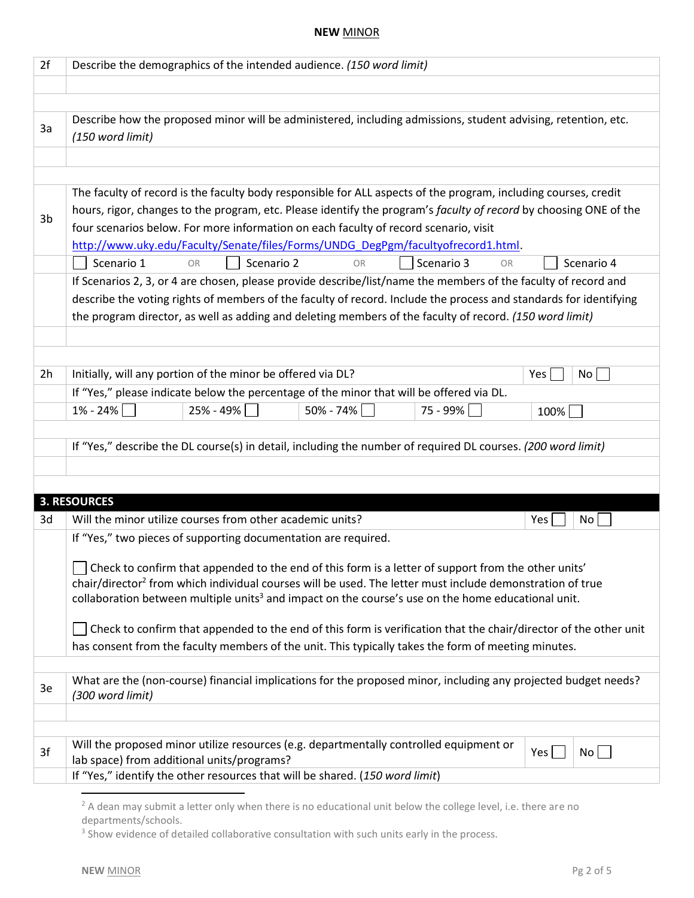| | |
|---|---|
| 2f | Describe the demographics of the intended audience. *(150 word limit)* |
| | |
| | |
| 3a | Describe how the proposed minor will be administered, including admissions, student advising, retention, etc. *(150 word limit)* |
| | |
| | |
| 3b | The faculty of record is the faculty body responsible for ALL aspects of the program, including courses, credit hours, rigor, changes to the program, etc. Please identify the program's *faculty of record* by choosing ONE of the four scenarios below. For more information on each faculty of record scenario, visit http://www.uky.edu/Faculty/Senate/files/Forms/UNDG_DegPgm/facultyofrecord1.html. |
| | ☐ Scenario 1 OR ☐ Scenario 2 OR ☐ Scenario 3 OR ☐ Scenario 4 |
| | If Scenarios 2, 3, or 4 are chosen, please provide describe/list/name the members of the faculty of record and describe the voting rights of members of the faculty of record. Include the process and standards for identifying the program director, as well as adding and deleting members of the faculty of record. *(150 word limit)* |
| | |
| | |
| 2h | Initially, will any portion of the minor be offered via DL? Yes ☐ No ☐ |
| | If "Yes," please indicate below the percentage of the minor that will be offered via DL. |
| | 1% - 24% ☐ 25% - 49% ☐ 50% - 74% ☐ 75 - 99% ☐ 100% ☐ |
| | |
| | If "Yes," describe the DL course(s) in detail, including the number of required DL courses. *(200 word limit)* |
| | |
| | |

**3. RESOURCES**

| | |
|---|---|
| 3d | Will the minor utilize courses from other academic units? Yes ☐ No ☐ |
| | If "Yes," two pieces of supporting documentation are required.<br><br>☐ Check to confirm that appended to the end of this form is a letter of support from the other units' chair/director[2] from which individual courses will be used. The letter must include demonstration of true collaboration between multiple units[3] and impact on the course's use on the home educational unit.<br><br>☐ Check to confirm that appended to the end of this form is verification that the chair/director of the other unit has consent from the faculty members of the unit. This typically takes the form of meeting minutes. |
| | |
| 3e | What are the (non-course) financial implications for the proposed minor, including any projected budget needs? *(300 word limit)* |
| | |
| | |
| 3f | Will the proposed minor utilize resources (e.g. departmentally controlled equipment or lab space) from additional units/programs? Yes ☐ No ☐ |
| | If "Yes," identify the other resources that will be shared. (*150 word limit*) |

[2] A dean may submit a letter only when there is no educational unit below the college level, i.e. there are no departments/schools.

[3] Show evidence of detailed collaborative consultation with such units early in the process.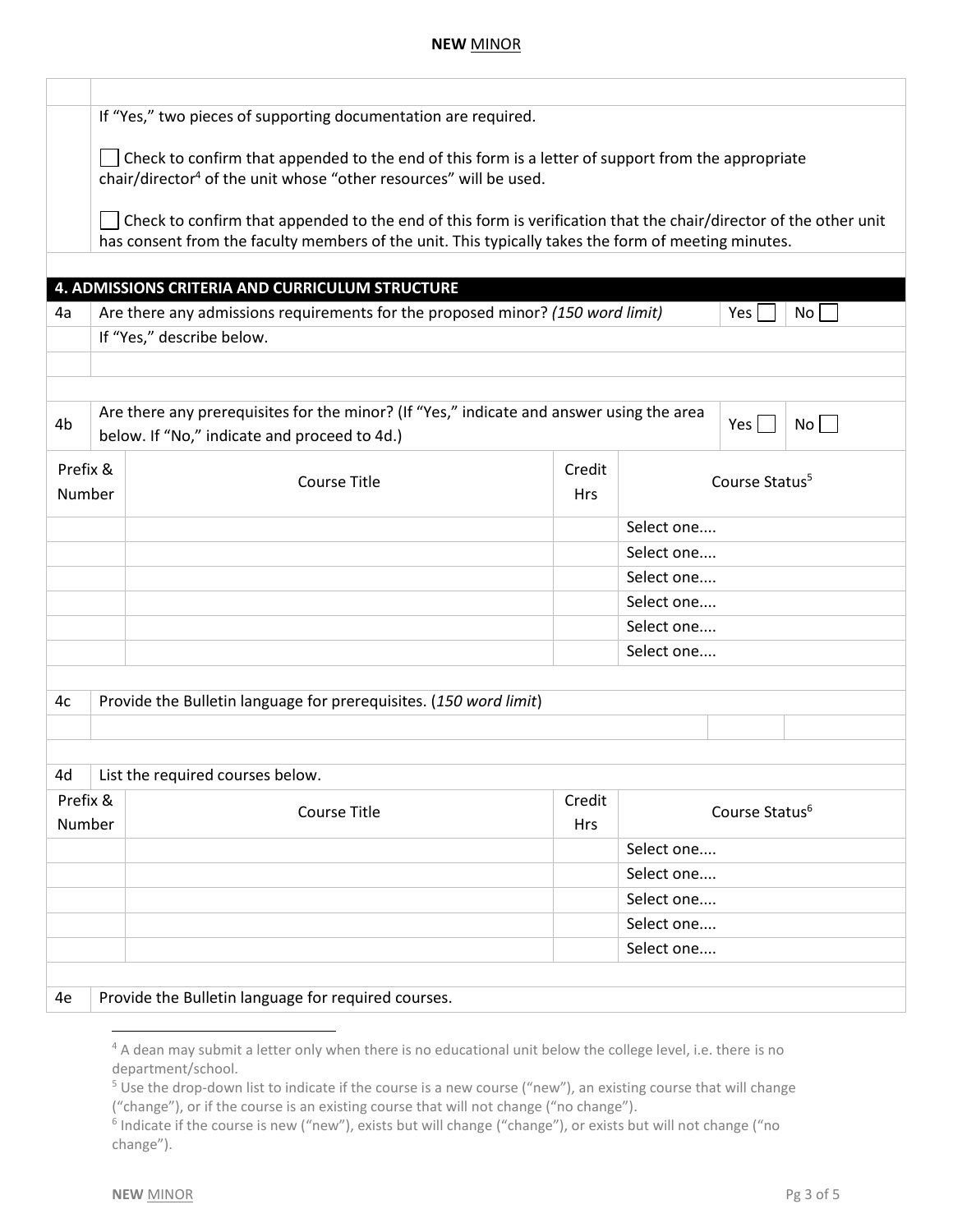If "Yes," two pieces of supporting documentation are required.

☐ Check to confirm that appended to the end of this form is a letter of support from the appropriate chair/director[4] of the unit whose "other resources" will be used.

☐ Check to confirm that appended to the end of this form is verification that the chair/director of the other unit has consent from the faculty members of the unit. This typically takes the form of meeting minutes.

## 4. ADMISSIONS CRITERIA AND CURRICULUM STRUCTURE

**4a** Are there any admissions requirements for the proposed minor? *(150 word limit)* Yes ☐ No ☐

If "Yes," describe below.

**4b** Are there any prerequisites for the minor? (If "Yes," indicate and answer using the area below. If "No," indicate and proceed to 4d.) Yes ☐ No ☐

| Prefix & Number | Course Title | Credit Hrs | Course Status[5] |
|---|---|---|---|
| | | | Select one.... |
| | | | Select one.... |
| | | | Select one.... |
| | | | Select one.... |
| | | | Select one.... |
| | | | Select one.... |

**4c** Provide the Bulletin language for prerequisites. (*150 word limit*)

**4d** List the required courses below.

| Prefix & Number | Course Title | Credit Hrs | Course Status[6] |
|---|---|---|---|
| | | | Select one.... |
| | | | Select one.... |
| | | | Select one.... |
| | | | Select one.... |
| | | | Select one.... |

**4e** Provide the Bulletin language for required courses.

---

[4] A dean may submit a letter only when there is no educational unit below the college level, i.e. there is no department/school.

[5] Use the drop-down list to indicate if the course is a new course ("new"), an existing course that will change ("change"), or if the course is an existing course that will not change ("no change").

[6] Indicate if the course is new ("new"), exists but will change ("change"), or exists but will not change ("no change").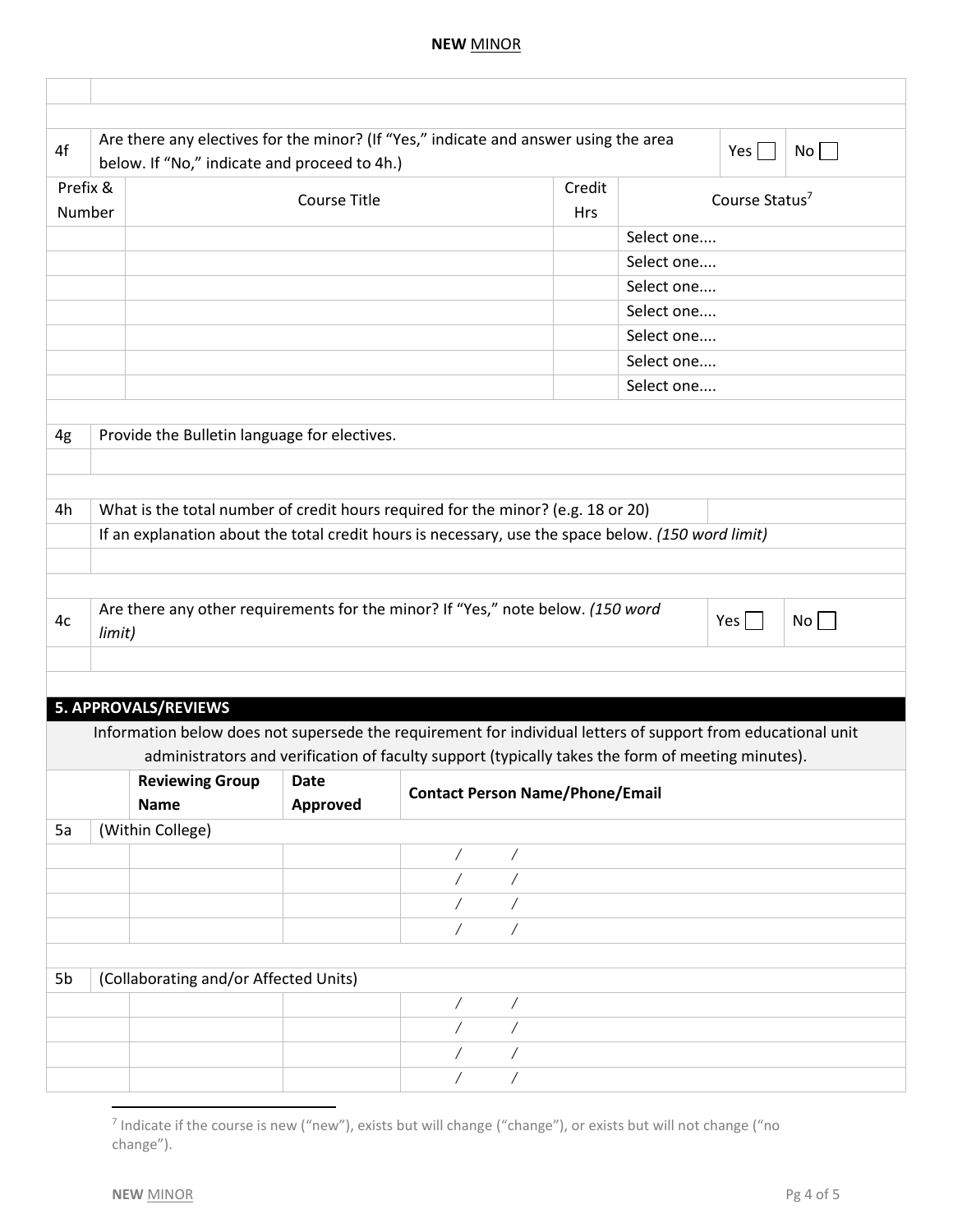| 4f | Are there any electives for the minor? (If "Yes," indicate and answer using the area below. If "No," indicate and proceed to 4h.) | | Yes ☐ | No ☐ |
|---|---|---|---|---|

| Prefix & Number | Course Title | Credit Hrs | Course Status[7] |
|---|---|---|---|
| | | | Select one.... |
| | | | Select one.... |
| | | | Select one.... |
| | | | Select one.... |
| | | | Select one.... |
| | | | Select one.... |
| | | | Select one.... |

| 4g | Provide the Bulletin language for electives. |
|---|---|
| | |

| 4h | What is the total number of credit hours required for the minor? (e.g. 18 or 20) | |
|---|---|---|
| | If an explanation about the total credit hours is necessary, use the space below. *(150 word limit)* | |
| | | |

| 4c | Are there any other requirements for the minor? If "Yes," note below. *(150 word limit)* | Yes ☐ | No ☐ |
|---|---|---|---|
| | | | |

## 5. APPROVALS/REVIEWS

Information below does not supersede the requirement for individual letters of support from educational unit administrators and verification of faculty support (typically takes the form of meeting minutes).

| | **Reviewing Group Name** | **Date Approved** | **Contact Person Name/Phone/Email** |
|---|---|---|---|
| 5a | (Within College) | | |
| | | | / / |
| | | | / / |
| | | | / / |
| | | | / / |
| 5b | (Collaborating and/or Affected Units) | | |
| | | | / / |
| | | | / / |
| | | | / / |
| | | | / / |

[7] Indicate if the course is new ("new"), exists but will change ("change"), or exists but will not change ("no change").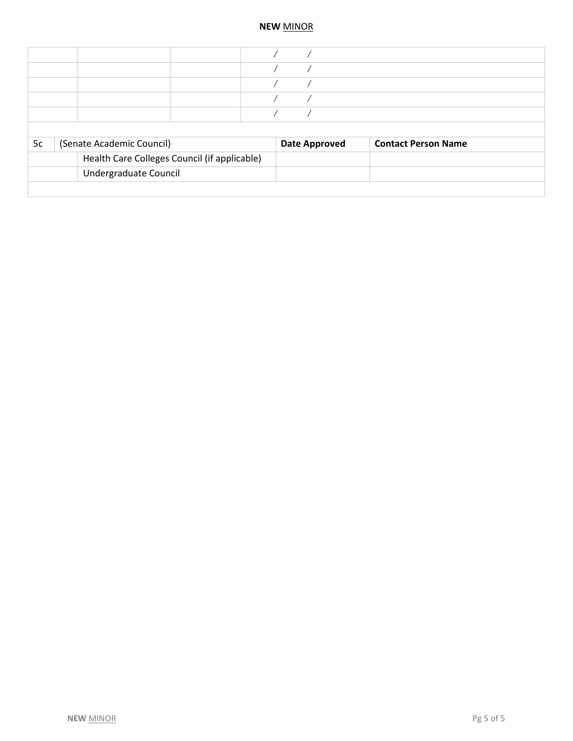| | | | |
|---|---|---|---|
| | | | / / |
| | | | / / |
| | | | / / |
| | | | / / |
| | | | / / |

| 5c | (Senate Academic Council) | Date Approved | Contact Person Name |
|---|---|---|---|
| | Health Care Colleges Council (if applicable) | | |
| | Undergraduate Council | | |
| | | | |